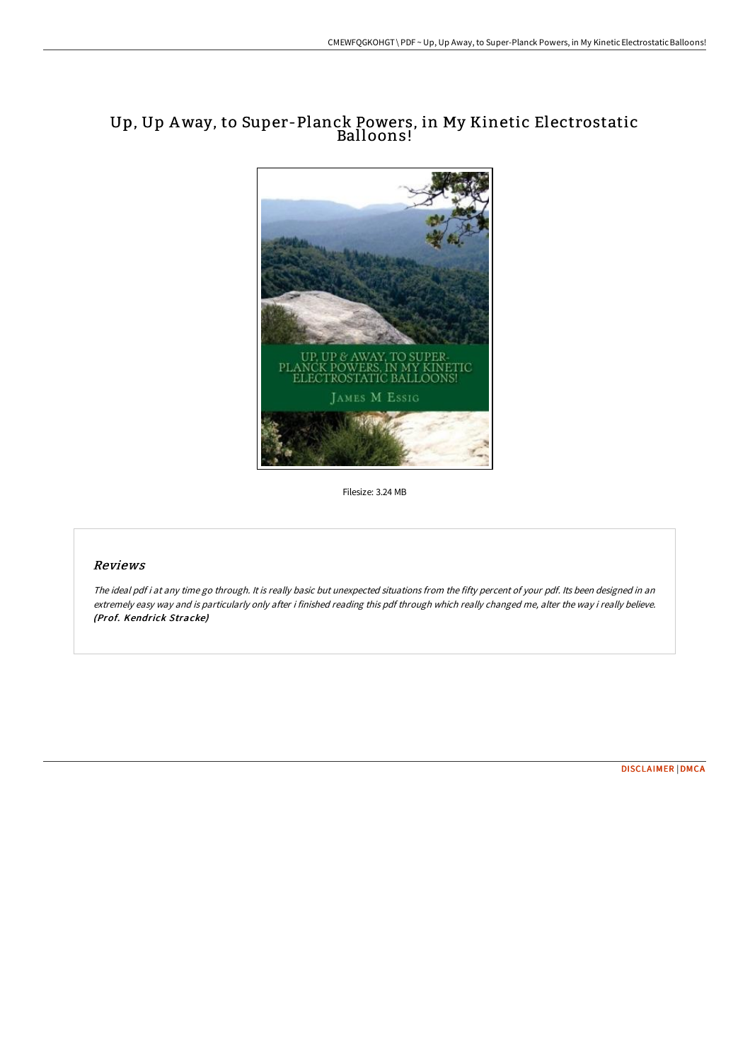# Up, Up Away, to Super-Planck Powers, in My Kinetic Electrostatic Balloons!

Filesize: 3.24 MB

## *Reviews*

*The ideal pdf i at any time go through. It is really basic but unexpected situations from the fifty percent of your pdf. Its been designed in an extremely easy way and is particularly only after i finished reading this pdf through which really changed me, alter the way i really believe.* ***(Prof. Kendrick Stracke)***

DISCLAIMER | DMCA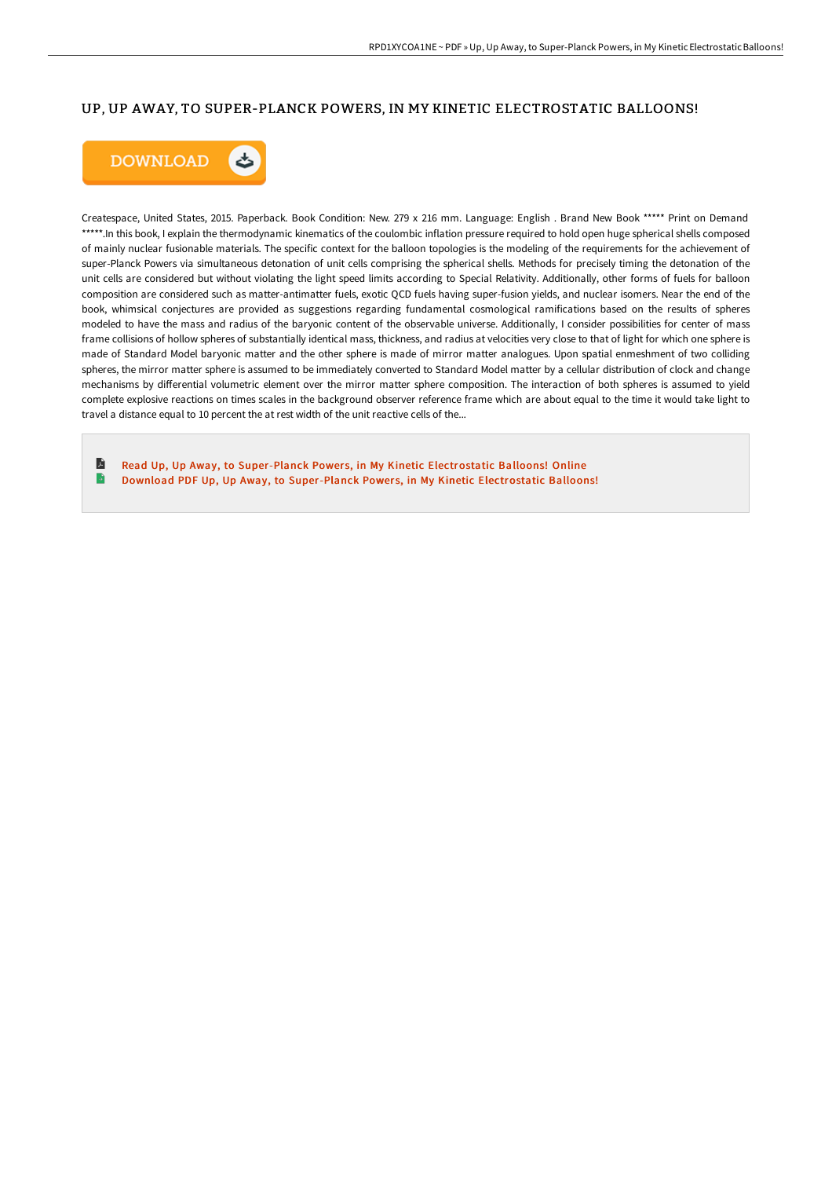# UP, UP AWAY, TO SUPER-PLANCK POWERS, IN MY KINETIC ELECTROSTATIC BALLOONS!

DOWNLOAD

Createspace, United States, 2015. Paperback. Book Condition: New. 279 x 216 mm. Language: English . Brand New Book ***** Print on Demand *****.In this book, I explain the thermodynamic kinematics of the coulombic inflation pressure required to hold open huge spherical shells composed of mainly nuclear fusionable materials. The specific context for the balloon topologies is the modeling of the requirements for the achievement of super-Planck Powers via simultaneous detonation of unit cells comprising the spherical shells. Methods for precisely timing the detonation of the unit cells are considered but without violating the light speed limits according to Special Relativity. Additionally, other forms of fuels for balloon composition are considered such as matter-antimatter fuels, exotic QCD fuels having super-fusion yields, and nuclear isomers. Near the end of the book, whimsical conjectures are provided as suggestions regarding fundamental cosmological ramifications based on the results of spheres modeled to have the mass and radius of the baryonic content of the observable universe. Additionally, I consider possibilities for center of mass frame collisions of hollow spheres of substantially identical mass, thickness, and radius at velocities very close to that of light for which one sphere is made of Standard Model baryonic matter and the other sphere is made of mirror matter analogues. Upon spatial enmeshment of two colliding spheres, the mirror matter sphere is assumed to be immediately converted to Standard Model matter by a cellular distribution of clock and change mechanisms by differential volumetric element over the mirror matter sphere composition. The interaction of both spheres is assumed to yield complete explosive reactions on times scales in the background observer reference frame which are about equal to the time it would take light to travel a distance equal to 10 percent the at rest width of the unit reactive cells of the...

- Read Up, Up Away, to Super-Planck Powers, in My Kinetic Electrostatic Balloons! Online
- Download PDF Up, Up Away, to Super-Planck Powers, in My Kinetic Electrostatic Balloons!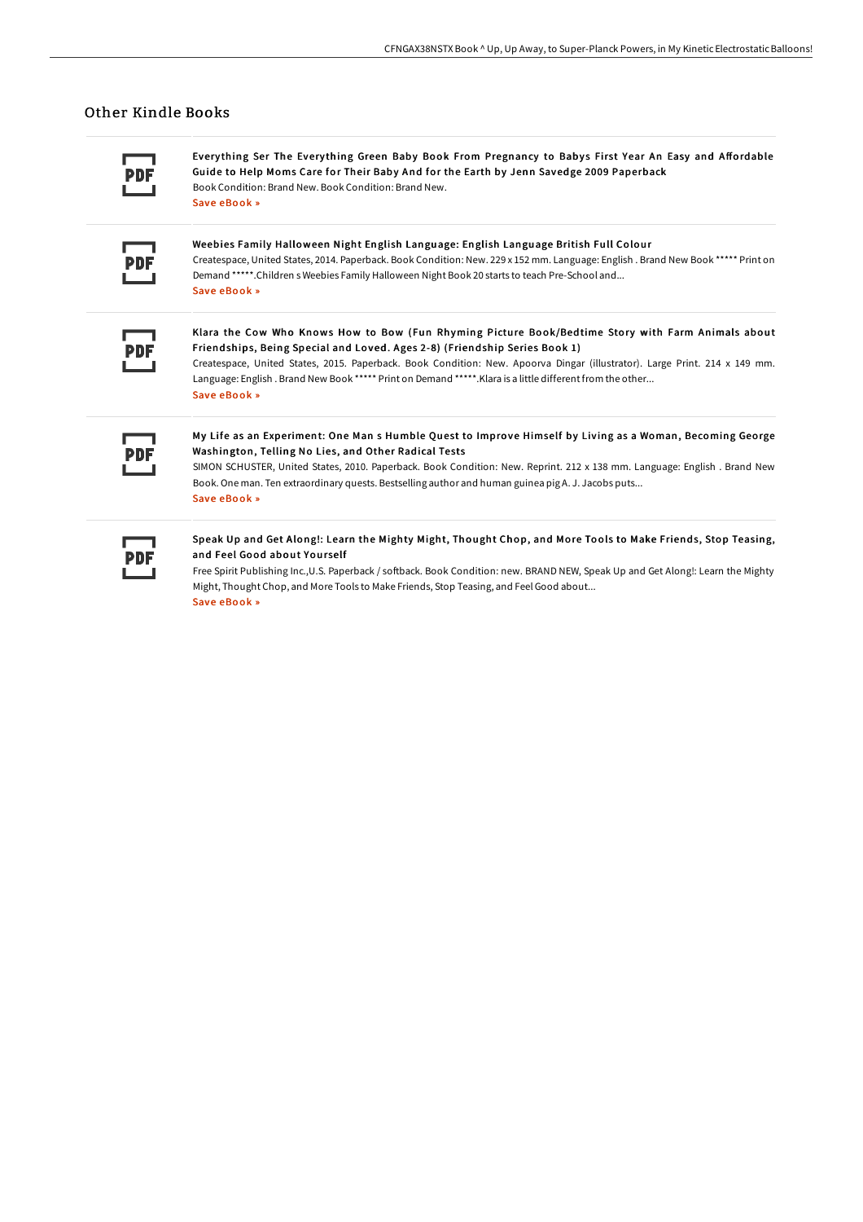## Other Kindle Books

**Everything Ser The Everything Green Baby Book From Pregnancy to Babys First Year An Easy and Affordable Guide to Help Moms Care for Their Baby And for the Earth by Jenn Savedge 2009 Paperback**
Book Condition: Brand New. Book Condition: Brand New.
Save eBook »

**Weebies Family Halloween Night English Language: English Language British Full Colour**
Createspace, United States, 2014. Paperback. Book Condition: New. 229 x 152 mm. Language: English . Brand New Book ***** Print on Demand *****.Children s Weebies Family Halloween Night Book 20 starts to teach Pre-School and...
Save eBook »

**Klara the Cow Who Knows How to Bow (Fun Rhyming Picture Book/Bedtime Story with Farm Animals about Friendships, Being Special and Loved. Ages 2-8) (Friendship Series Book 1)**
Createspace, United States, 2015. Paperback. Book Condition: New. Apoorva Dingar (illustrator). Large Print. 214 x 149 mm. Language: English . Brand New Book ***** Print on Demand *****.Klara is a little different from the other...
Save eBook »

**My Life as an Experiment: One Man s Humble Quest to Improve Himself by Living as a Woman, Becoming George Washington, Telling No Lies, and Other Radical Tests**
SIMON SCHUSTER, United States, 2010. Paperback. Book Condition: New. Reprint. 212 x 138 mm. Language: English . Brand New Book. One man. Ten extraordinary quests. Bestselling author and human guinea pig A. J. Jacobs puts...
Save eBook »

**Speak Up and Get Along!: Learn the Mighty Might, Thought Chop, and More Tools to Make Friends, Stop Teasing, and Feel Good about Yourself**
Free Spirit Publishing Inc.,U.S. Paperback / softback. Book Condition: new. BRAND NEW, Speak Up and Get Along!: Learn the Mighty Might, Thought Chop, and More Tools to Make Friends, Stop Teasing, and Feel Good about...
Save eBook »